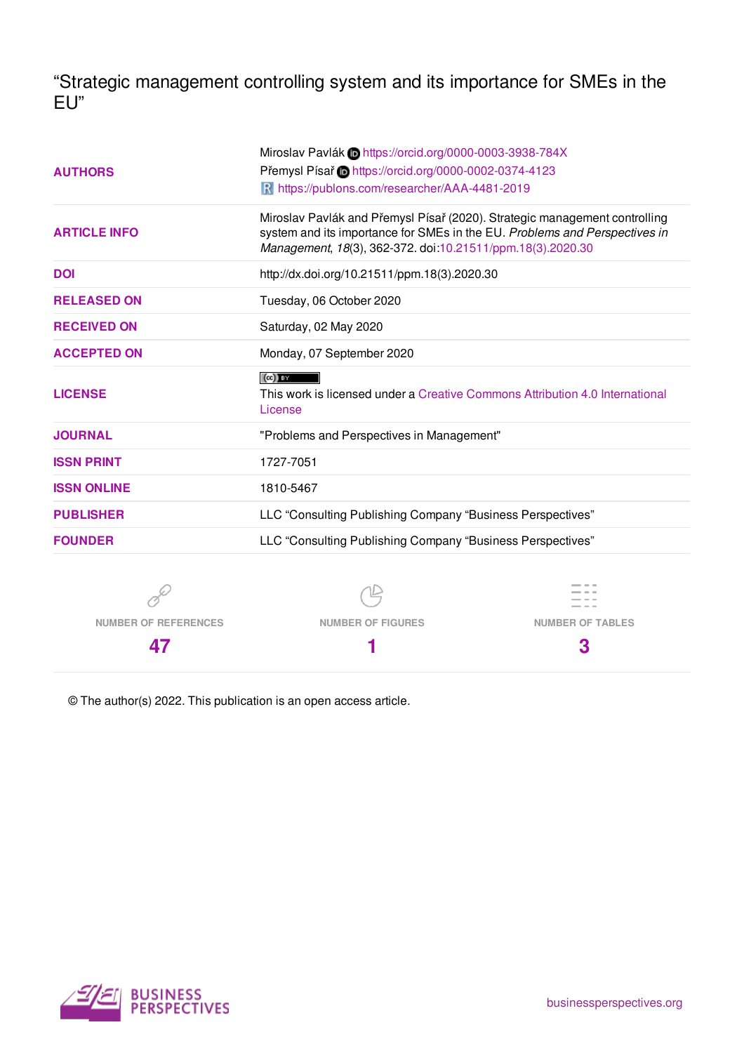# “Strategic management controlling system and its importance for SMEs in the EU”

| | |
|---|---|
| **AUTHORS** | Miroslav Pavlák https://orcid.org/0000-0003-3938-784X<br>Přemysl Písař https://orcid.org/0000-0002-0374-4123<br>https://publons.com/researcher/AAA-4481-2019 |
| **ARTICLE INFO** | Miroslav Pavlák and Přemysl Písař (2020). Strategic management controlling system and its importance for SMEs in the EU. *Problems and Perspectives in Management*, *18*(3), 362-372. doi:10.21511/ppm.18(3).2020.30 |
| **DOI** | http://dx.doi.org/10.21511/ppm.18(3).2020.30 |
| **RELEASED ON** | Tuesday, 06 October 2020 |
| **RECEIVED ON** | Saturday, 02 May 2020 |
| **ACCEPTED ON** | Monday, 07 September 2020 |
| **LICENSE** | This work is licensed under a Creative Commons Attribution 4.0 International License |
| **JOURNAL** | "Problems and Perspectives in Management" |
| **ISSN PRINT** | 1727-7051 |
| **ISSN ONLINE** | 1810-5467 |
| **PUBLISHER** | LLC “Consulting Publishing Company “Business Perspectives” |
| **FOUNDER** | LLC “Consulting Publishing Company “Business Perspectives” |

| NUMBER OF REFERENCES | NUMBER OF FIGURES | NUMBER OF TABLES |
|---|---|---|
| 47 | 1 | 3 |

© The author(s) 2022. This publication is an open access article.

BUSINESS PERSPECTIVES

businessperspectives.org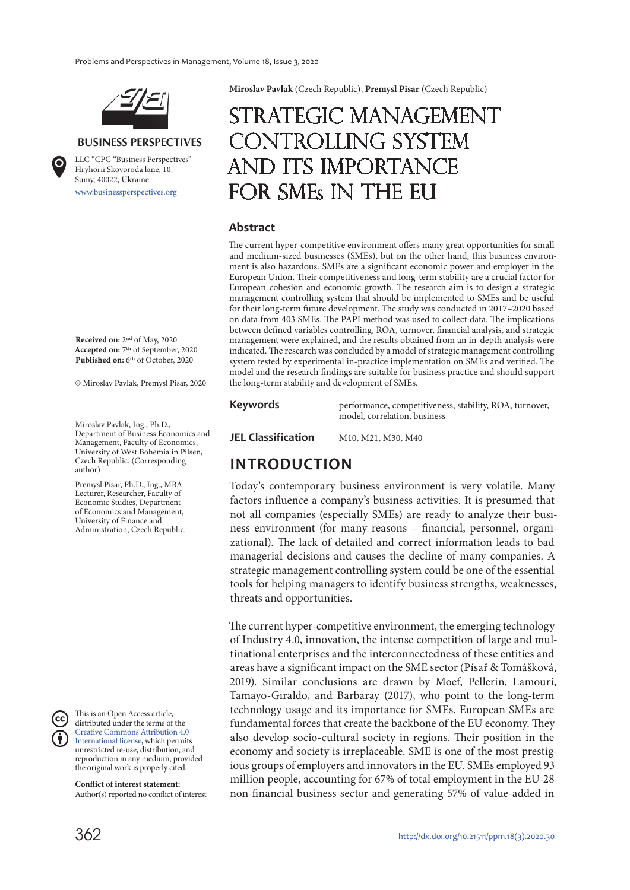Miroslav Pavlak (Czech Republic), Premysl Pisar (Czech Republic)

# STRATEGIC MANAGEMENT CONTROLLING SYSTEM AND ITS IMPORTANCE FOR SMEs IN THE EU

**BUSINESS PERSPECTIVES**

LLC "CPC "Business Perspectives"
Hryhorii Skovoroda lane, 10,
Sumy, 40022, Ukraine
www.businessperspectives.org

**Received on:** 2nd of May, 2020
**Accepted on:** 7th of September, 2020
**Published on:** 6th of October, 2020

© Miroslav Pavlak, Premysl Pisar, 2020

Miroslav Pavlak, Ing., Ph.D., Department of Business Economics and Management, Faculty of Economics, University of West Bohemia in Pilsen, Czech Republic. (Corresponding author)

Premysl Pisar, Ph.D., Ing., MBA Lecturer, Researcher, Faculty of Economic Studies, Department of Economics and Management, University of Finance and Administration, Czech Republic.

This is an Open Access article, distributed under the terms of the Creative Commons Attribution 4.0 International license, which permits unrestricted re-use, distribution, and reproduction in any medium, provided the original work is properly cited.

**Conflict of interest statement:**
Author(s) reported no conflict of interest

## Abstract

The current hyper-competitive environment offers many great opportunities for small and medium-sized businesses (SMEs), but on the other hand, this business environment is also hazardous. SMEs are a significant economic power and employer in the European Union. Their competitiveness and long-term stability are a crucial factor for European cohesion and economic growth. The research aim is to design a strategic management controlling system that should be implemented to SMEs and be useful for their long-term future development. The study was conducted in 2017–2020 based on data from 403 SMEs. The PAPI method was used to collect data. The implications between defined variables controlling, ROA, turnover, financial analysis, and strategic management were explained, and the results obtained from an in-depth analysis were indicated. The research was concluded by a model of strategic management controlling system tested by experimental in-practice implementation on SMEs and verified. The model and the research findings are suitable for business practice and should support the long-term stability and development of SMEs.

**Keywords** performance, competitiveness, stability, ROA, turnover, model, correlation, business

**JEL Classification** M10, M21, M30, M40

## INTRODUCTION

Today's contemporary business environment is very volatile. Many factors influence a company's business activities. It is presumed that not all companies (especially SMEs) are ready to analyze their business environment (for many reasons – financial, personnel, organizational). The lack of detailed and correct information leads to bad managerial decisions and causes the decline of many companies. A strategic management controlling system could be one of the essential tools for helping managers to identify business strengths, weaknesses, threats and opportunities.

The current hyper-competitive environment, the emerging technology of Industry 4.0, innovation, the intense competition of large and multinational enterprises and the interconnectedness of these entities and areas have a significant impact on the SME sector (Písař & Tomášková, 2019). Similar conclusions are drawn by Moef, Pellerin, Lamouri, Tamayo-Giraldo, and Barbaray (2017), who point to the long-term technology usage and its importance for SMEs. European SMEs are fundamental forces that create the backbone of the EU economy. They also develop socio-cultural society in regions. Their position in the economy and society is irreplaceable. SME is one of the most prestigious groups of employers and innovators in the EU. SMEs employed 93 million people, accounting for 67% of total employment in the EU-28 non-financial business sector and generating 57% of value-added in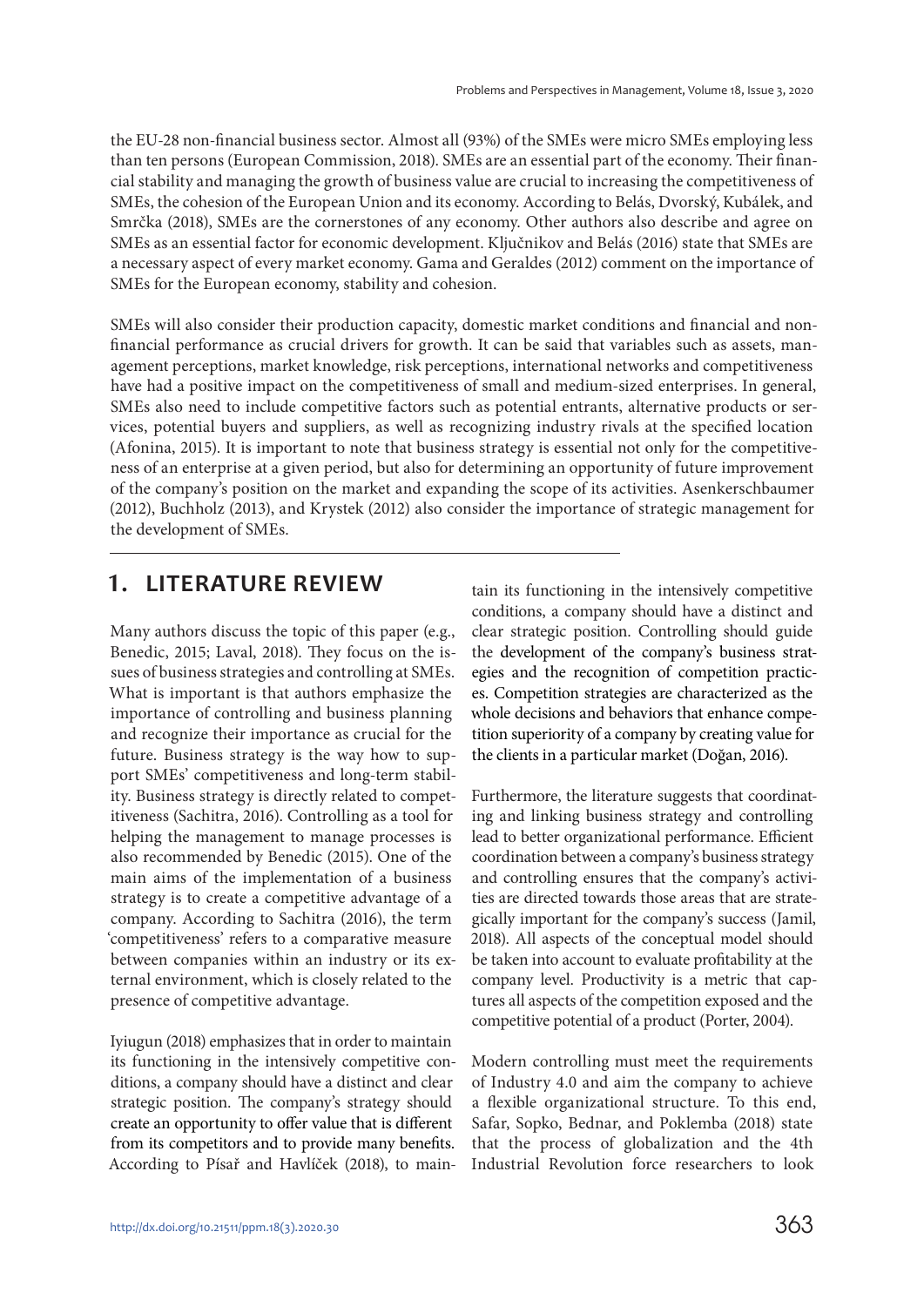the EU-28 non-financial business sector. Almost all (93%) of the SMEs were micro SMEs employing less than ten persons (European Commission, 2018). SMEs are an essential part of the economy. Their financial stability and managing the growth of business value are crucial to increasing the competitiveness of SMEs, the cohesion of the European Union and its economy. According to Belás, Dvorský, Kubálek, and Smrčka (2018), SMEs are the cornerstones of any economy. Other authors also describe and agree on SMEs as an essential factor for economic development. Ključnikov and Belás (2016) state that SMEs are a necessary aspect of every market economy. Gama and Geraldes (2012) comment on the importance of SMEs for the European economy, stability and cohesion.

SMEs will also consider their production capacity, domestic market conditions and financial and non-financial performance as crucial drivers for growth. It can be said that variables such as assets, management perceptions, market knowledge, risk perceptions, international networks and competitiveness have had a positive impact on the competitiveness of small and medium-sized enterprises. In general, SMEs also need to include competitive factors such as potential entrants, alternative products or services, potential buyers and suppliers, as well as recognizing industry rivals at the specified location (Afonina, 2015). It is important to note that business strategy is essential not only for the competitiveness of an enterprise at a given period, but also for determining an opportunity of future improvement of the company's position on the market and expanding the scope of its activities. Asenkerschbaumer (2012), Buchholz (2013), and Krystek (2012) also consider the importance of strategic management for the development of SMEs.

## 1. LITERATURE REVIEW

Many authors discuss the topic of this paper (e.g., Benedic, 2015; Laval, 2018). They focus on the issues of business strategies and controlling at SMEs. What is important is that authors emphasize the importance of controlling and business planning and recognize their importance as crucial for the future. Business strategy is the way how to support SMEs' competitiveness and long-term stability. Business strategy is directly related to competitiveness (Sachitra, 2016). Controlling as a tool for helping the management to manage processes is also recommended by Benedic (2015). One of the main aims of the implementation of a business strategy is to create a competitive advantage of a company. According to Sachitra (2016), the term 'competitiveness' refers to a comparative measure between companies within an industry or its external environment, which is closely related to the presence of competitive advantage.

Iyiugun (2018) emphasizes that in order to maintain its functioning in the intensively competitive conditions, a company should have a distinct and clear strategic position. The company's strategy should create an opportunity to offer value that is different from its competitors and to provide many benefits. According to Písař and Havlíček (2018), to maintain its functioning in the intensively competitive conditions, a company should have a distinct and clear strategic position. Controlling should guide the development of the company's business strategies and the recognition of competition practices. Competition strategies are characterized as the whole decisions and behaviors that enhance competition superiority of a company by creating value for the clients in a particular market (Doğan, 2016).

Furthermore, the literature suggests that coordinating and linking business strategy and controlling lead to better organizational performance. Efficient coordination between a company's business strategy and controlling ensures that the company's activities are directed towards those areas that are strategically important for the company's success (Jamil, 2018). All aspects of the conceptual model should be taken into account to evaluate profitability at the company level. Productivity is a metric that captures all aspects of the competition exposed and the competitive potential of a product (Porter, 2004).

Modern controlling must meet the requirements of Industry 4.0 and aim the company to achieve a flexible organizational structure. To this end, Safar, Sopko, Bednar, and Poklemba (2018) state that the process of globalization and the 4th Industrial Revolution force researchers to look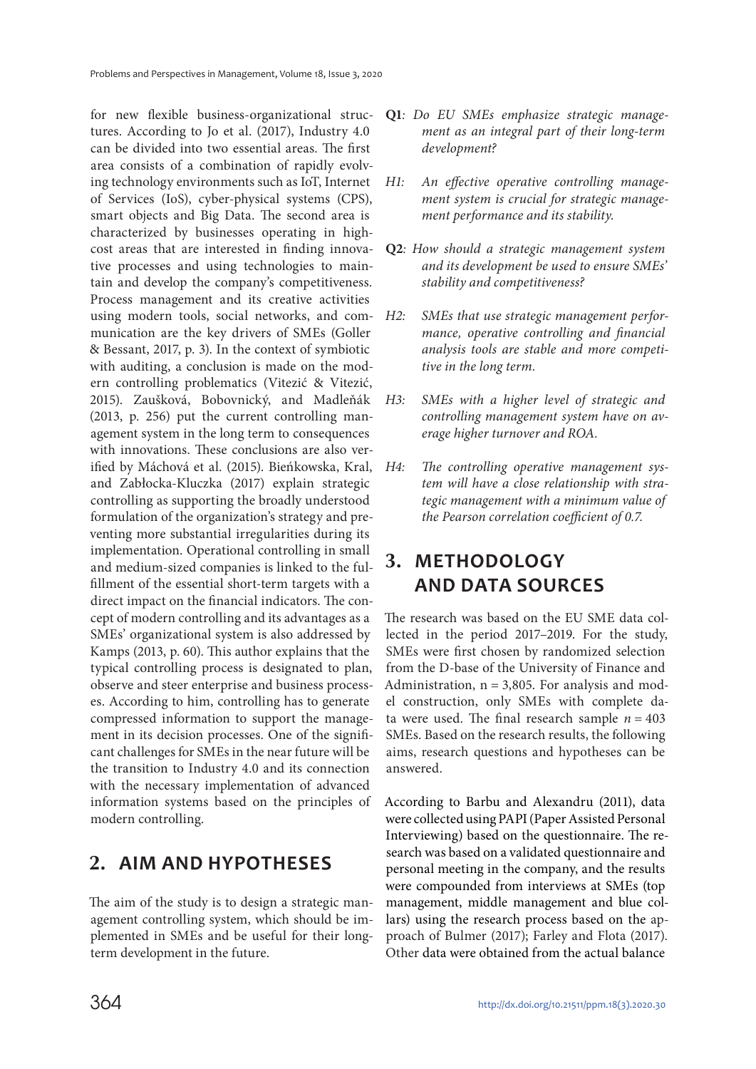for new flexible business-organizational structures. According to Jo et al. (2017), Industry 4.0 can be divided into two essential areas. The first area consists of a combination of rapidly evolving technology environments such as IoT, Internet of Services (IoS), cyber-physical systems (CPS), smart objects and Big Data. The second area is characterized by businesses operating in high-cost areas that are interested in finding innovative processes and using technologies to maintain and develop the company's competitiveness. Process management and its creative activities using modern tools, social networks, and communication are the key drivers of SMEs (Goller & Bessant, 2017, p. 3). In the context of symbiotic with auditing, a conclusion is made on the modern controlling problematics (Vitezić & Vitezić, 2015). Zaušková, Bobovnický, and Madleňák (2013, p. 256) put the current controlling management system in the long term to consequences with innovations. These conclusions are also verified by Máchová et al. (2015). Bieńkowska, Kral, and Zabłocka-Kluczka (2017) explain strategic controlling as supporting the broadly understood formulation of the organization's strategy and preventing more substantial irregularities during its implementation. Operational controlling in small and medium-sized companies is linked to the fulfillment of the essential short-term targets with a direct impact on the financial indicators. The concept of modern controlling and its advantages as a SMEs' organizational system is also addressed by Kamps (2013, p. 60). This author explains that the typical controlling process is designated to plan, observe and steer enterprise and business processes. According to him, controlling has to generate compressed information to support the management in its decision processes. One of the significant challenges for SMEs in the near future will be the transition to Industry 4.0 and its connection with the necessary implementation of advanced information systems based on the principles of modern controlling.

## 2. AIM AND HYPOTHESES

The aim of the study is to design a strategic management controlling system, which should be implemented in SMEs and be useful for their long-term development in the future.

**Q1**: *Do EU SMEs emphasize strategic management as an integral part of their long-term development?*

*H1: An effective operative controlling management system is crucial for strategic management performance and its stability.*

**Q2**: *How should a strategic management system and its development be used to ensure SMEs' stability and competitiveness?*

*H2: SMEs that use strategic management performance, operative controlling and financial analysis tools are stable and more competitive in the long term.*

*H3: SMEs with a higher level of strategic and controlling management system have on average higher turnover and ROA.*

*H4: The controlling operative management system will have a close relationship with strategic management with a minimum value of the Pearson correlation coefficient of 0.7.*

## 3. METHODOLOGY AND DATA SOURCES

The research was based on the EU SME data collected in the period 2017–2019. For the study, SMEs were first chosen by randomized selection from the D-base of the University of Finance and Administration, n = 3,805. For analysis and model construction, only SMEs with complete data were used. The final research sample *n* = 403 SMEs. Based on the research results, the following aims, research questions and hypotheses can be answered.

According to Barbu and Alexandru (2011), data were collected using PAPI (Paper Assisted Personal Interviewing) based on the questionnaire. The research was based on a validated questionnaire and personal meeting in the company, and the results were compounded from interviews at SMEs (top management, middle management and blue collars) using the research process based on the approach of Bulmer (2017); Farley and Flota (2017). Other data were obtained from the actual balance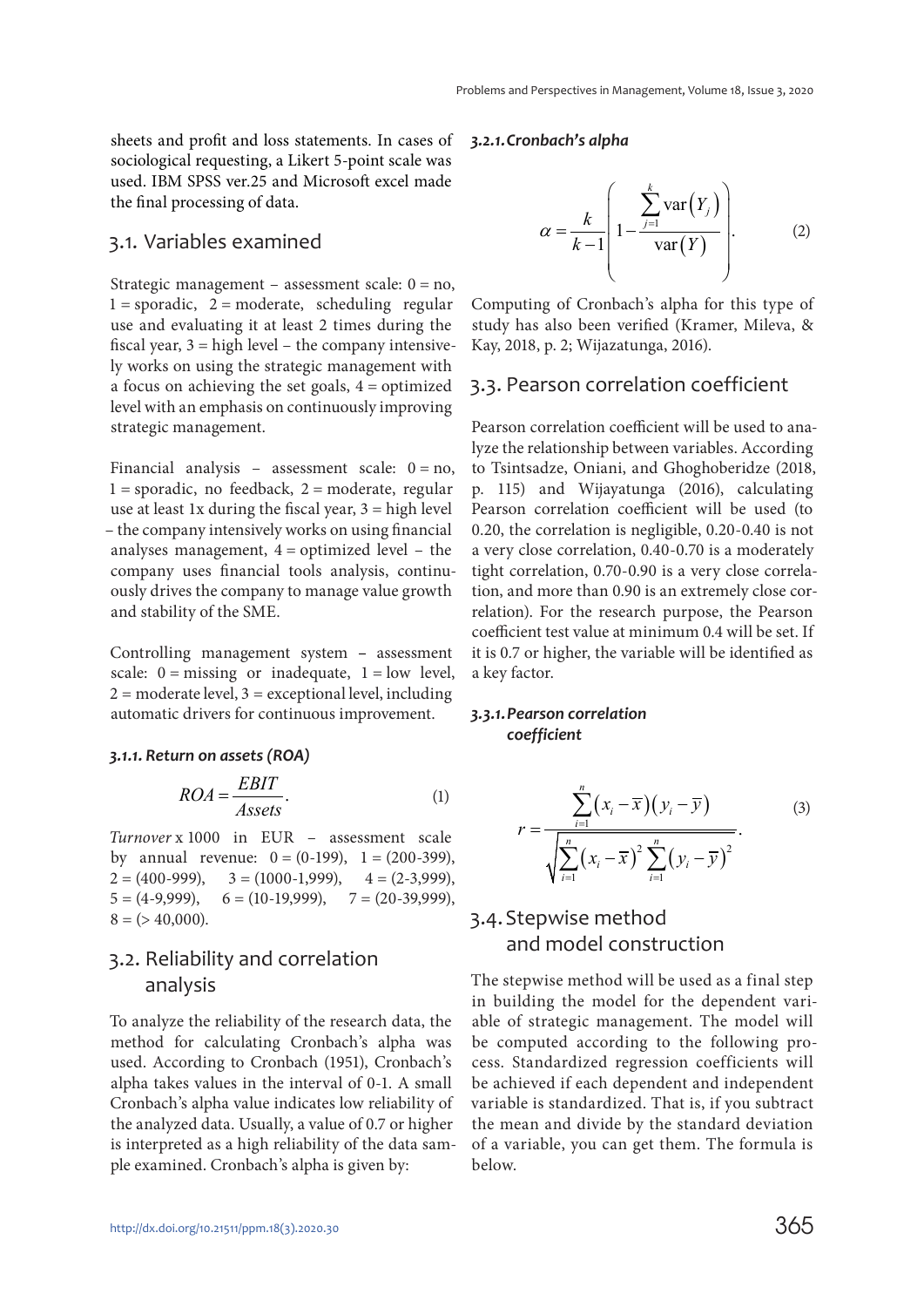sheets and profit and loss statements. In cases of sociological requesting, a Likert 5-point scale was used. IBM SPSS ver.25 and Microsoft excel made the final processing of data.

## 3.1. Variables examined

Strategic management – assessment scale: 0 = no, 1 = sporadic, 2 = moderate, scheduling regular use and evaluating it at least 2 times during the fiscal year, 3 = high level – the company intensively works on using the strategic management with a focus on achieving the set goals, 4 = optimized level with an emphasis on continuously improving strategic management.

Financial analysis – assessment scale: 0 = no, 1 = sporadic, no feedback, 2 = moderate, regular use at least 1x during the fiscal year, 3 = high level – the company intensively works on using financial analyses management, 4 = optimized level – the company uses financial tools analysis, continuously drives the company to manage value growth and stability of the SME.

Controlling management system – assessment scale: 0 = missing or inadequate, 1 = low level, 2 = moderate level, 3 = exceptional level, including automatic drivers for continuous improvement.

#### *3.1.1. Return on assets (ROA)*

$$ROA = \frac{EBIT}{Assets}. \qquad (1)$$

*Turnover* x 1000 in EUR – assessment scale by annual revenue: 0 = (0-199), 1 = (200-399), 2 = (400-999), 3 = (1000-1,999), 4 = (2-3,999), 5 = (4-9,999), 6 = (10-19,999), 7 = (20-39,999), 8 = (> 40,000).

## 3.2. Reliability and correlation analysis

To analyze the reliability of the research data, the method for calculating Cronbach's alpha was used. According to Cronbach (1951), Cronbach's alpha takes values in the interval of 0-1. A small Cronbach's alpha value indicates low reliability of the analyzed data. Usually, a value of 0.7 or higher is interpreted as a high reliability of the data sample examined. Cronbach's alpha is given by:

#### *3.2.1. Cronbach's alpha*

$$\alpha = \frac{k}{k-1}\left(1 - \frac{\sum_{j=1}^{k} \operatorname{var}(Y_j)}{\operatorname{var}(Y)}\right). \qquad (2)$$

Computing of Cronbach's alpha for this type of study has also been verified (Kramer, Mileva, & Kay, 2018, p. 2; Wijazatunga, 2016).

## 3.3. Pearson correlation coefficient

Pearson correlation coefficient will be used to analyze the relationship between variables. According to Tsintsadze, Oniani, and Ghoghoberidze (2018, p. 115) and Wijayatunga (2016), calculating Pearson correlation coefficient will be used (to 0.20, the correlation is negligible, 0.20-0.40 is not a very close correlation, 0.40-0.70 is a moderately tight correlation, 0.70-0.90 is a very close correlation, and more than 0.90 is an extremely close correlation). For the research purpose, the Pearson coefficient test value at minimum 0.4 will be set. If it is 0.7 or higher, the variable will be identified as a key factor.

#### *3.3.1. Pearson correlation coefficient*

$$r = \frac{\sum_{i=1}^{n}(x_i - \overline{x})(y_i - \overline{y})}{\sqrt{\sum_{i=1}^{n}(x_i - \overline{x})^2 \sum_{i=1}^{n}(y_i - \overline{y})^2}}. \qquad (3)$$

## 3.4. Stepwise method and model construction

The stepwise method will be used as a final step in building the model for the dependent variable of strategic management. The model will be computed according to the following process. Standardized regression coefficients will be achieved if each dependent and independent variable is standardized. That is, if you subtract the mean and divide by the standard deviation of a variable, you can get them. The formula is below.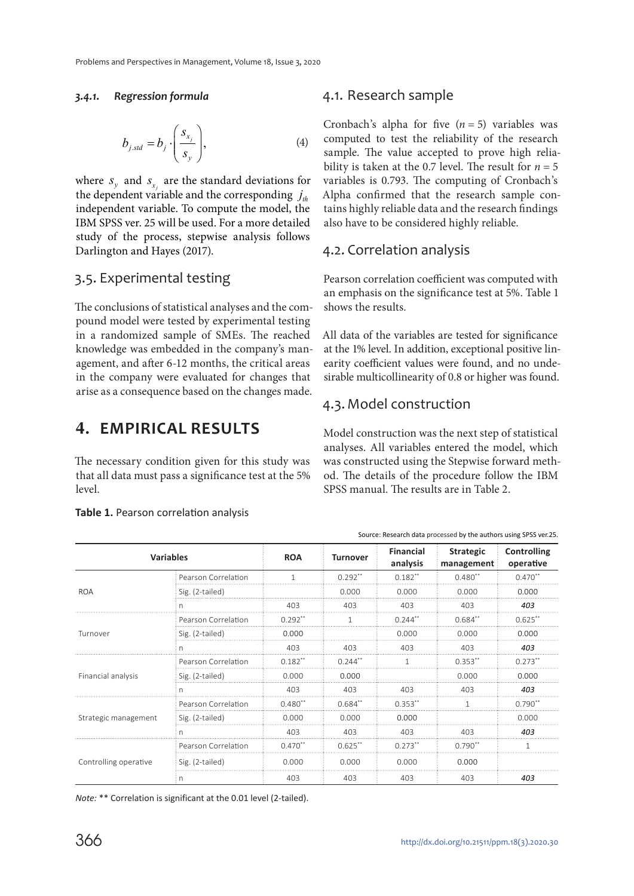#### *3.4.1. Regression formula*

$$b_{j.std} = b_j \cdot \left( \frac{s_{x_j}}{s_y} \right), \tag{4}$$

where $s_y$ and $s_{x_j}$ are the standard deviations for the dependent variable and the corresponding $j_{th}$ independent variable. To compute the model, the IBM SPSS ver. 25 will be used. For a more detailed study of the process, stepwise analysis follows Darlington and Hayes (2017).

### 3.5. Experimental testing

The conclusions of statistical analyses and the compound model were tested by experimental testing in a randomized sample of SMEs. The reached knowledge was embedded in the company's management, and after 6-12 months, the critical areas in the company were evaluated for changes that arise as a consequence based on the changes made.

## 4. EMPIRICAL RESULTS

The necessary condition given for this study was that all data must pass a significance test at the 5% level.

### 4.1. Research sample

Cronbach's alpha for five ($n = 5$) variables was computed to test the reliability of the research sample. The value accepted to prove high reliability is taken at the 0.7 level. The result for $n = 5$ variables is 0.793. The computing of Cronbach's Alpha confirmed that the research sample contains highly reliable data and the research findings also have to be considered highly reliable.

### 4.2. Correlation analysis

Pearson correlation coefficient was computed with an emphasis on the significance test at 5%. Table 1 shows the results.

All data of the variables are tested for significance at the 1% level. In addition, exceptional positive linearity coefficient values were found, and no undesirable multicollinearity of 0.8 or higher was found.

### 4.3. Model construction

Model construction was the next step of statistical analyses. All variables entered the model, which was constructed using the Stepwise forward method. The details of the procedure follow the IBM SPSS manual. The results are in Table 2.

**Table 1.** Pearson correlation analysis

Source: Research data processed by the authors using SPSS ver.25.

| Variables | | ROA | Turnover | Financial analysis | Strategic management | Controlling operative |
|---|---|---|---|---|---|---|
| ROA | Pearson Correlation | 1 | 0.292** | 0.182** | 0.480** | 0.470** |
| | Sig. (2-tailed) | | 0.000 | 0.000 | 0.000 | 0.000 |
| | n | 403 | 403 | 403 | 403 | ***403*** |
| Turnover | Pearson Correlation | 0.292** | 1 | 0.244** | 0.684** | 0.625** |
| | Sig. (2-tailed) | 0.000 | | 0.000 | 0.000 | 0.000 |
| | n | 403 | 403 | 403 | 403 | ***403*** |
| Financial analysis | Pearson Correlation | 0.182** | 0.244** | 1 | 0.353** | 0.273** |
| | Sig. (2-tailed) | 0.000 | 0.000 | | 0.000 | 0.000 |
| | n | 403 | 403 | 403 | 403 | ***403*** |
| Strategic management | Pearson Correlation | 0.480** | 0.684** | 0.353** | 1 | 0.790** |
| | Sig. (2-tailed) | 0.000 | 0.000 | 0.000 | | 0.000 |
| | n | 403 | 403 | 403 | 403 | ***403*** |
| Controlling operative | Pearson Correlation | 0.470** | 0.625** | 0.273** | 0.790** | 1 |
| | Sig. (2-tailed) | 0.000 | 0.000 | 0.000 | 0.000 | |
| | n | 403 | 403 | 403 | 403 | ***403*** |

*Note:* ** Correlation is significant at the 0.01 level (2-tailed).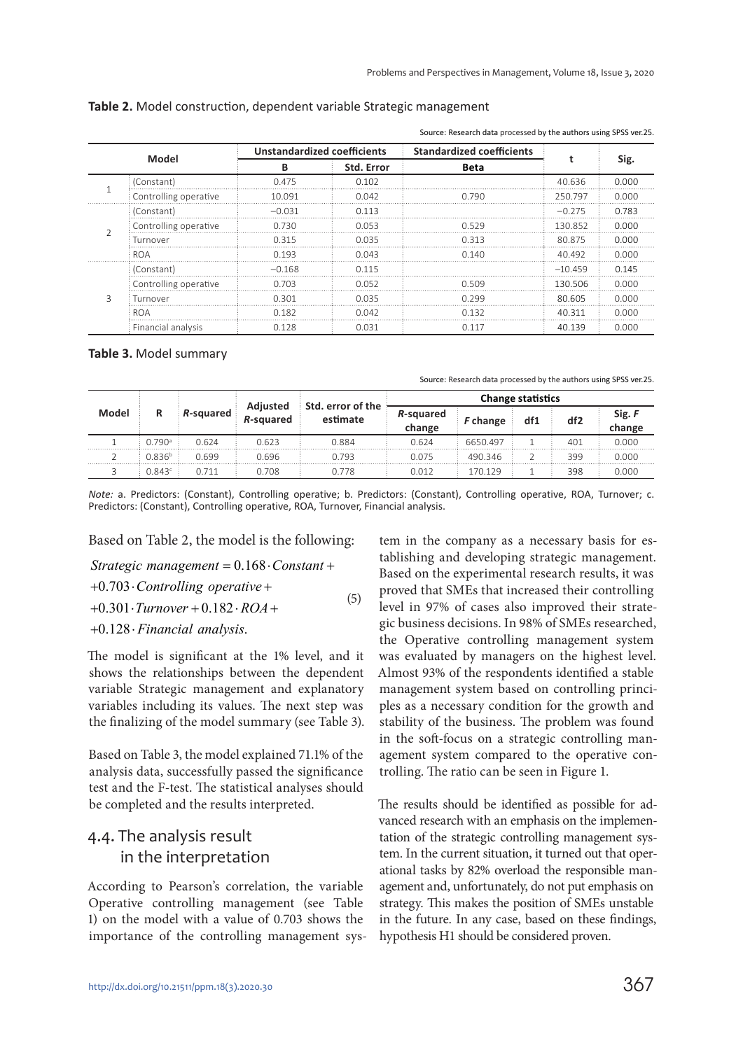**Table 2.** Model construction, dependent variable Strategic management

Source: Research data processed by the authors using SPSS ver.25.

| Model | | Unstandardized coefficients | | Standardized coefficients | t | Sig. |
|---|---|---|---|---|---|---|
| | | B | Std. Error | Beta | | |
| 1 | (Constant) | 0.475 | 0.102 | | 40.636 | 0.000 |
| | Controlling operative | 10.091 | 0.042 | 0.790 | 250.797 | 0.000 |
| 2 | (Constant) | −0.031 | 0.113 | | −0.275 | 0.783 |
| | Controlling operative | 0.730 | 0.053 | 0.529 | 130.852 | 0.000 |
| | Turnover | 0.315 | 0.035 | 0.313 | 80.875 | 0.000 |
| | ROA | 0.193 | 0.043 | 0.140 | 40.492 | 0.000 |
| 3 | (Constant) | −0.168 | 0.115 | | −10.459 | 0.145 |
| | Controlling operative | 0.703 | 0.052 | 0.509 | 130.506 | 0.000 |
| | Turnover | 0.301 | 0.035 | 0.299 | 80.605 | 0.000 |
| | ROA | 0.182 | 0.042 | 0.132 | 40.311 | 0.000 |
| | Financial analysis | 0.128 | 0.031 | 0.117 | 40.139 | 0.000 |

**Table 3.** Model summary

Source: Research data processed by the authors using SPSS ver.25.

| Model | R | *R*-squared | Adjusted *R*-squared | Std. error of the estimate | Change statistics | | | | |
|---|---|---|---|---|---|---|---|---|---|
| | | | | | *R*-squared change | *F* change | df1 | df2 | Sig. *F* change |
| 1 | 0.790[a] | 0.624 | 0.623 | 0.884 | 0.624 | 6650.497 | 1 | 401 | 0.000 |
| 2 | 0.836[b] | 0.699 | 0.696 | 0.793 | 0.075 | 490.346 | 2 | 399 | 0.000 |
| 3 | 0.843[c] | 0.711 | 0.708 | 0.778 | 0.012 | 170.129 | 1 | 398 | 0.000 |

*Note:* a. Predictors: (Constant), Controlling operative; b. Predictors: (Constant), Controlling operative, ROA, Turnover; c. Predictors: (Constant), Controlling operative, ROA, Turnover, Financial analysis.

Based on Table 2, the model is the following:

$$\begin{gathered} Strategic\ management = 0.168 \cdot Constant + \\ +0.703 \cdot Controlling\ operative + \\ +0.301 \cdot Turnover + 0.182 \cdot ROA + \\ +0.128 \cdot Financial\ analysis. \end{gathered} \tag{5}$$

The model is significant at the 1% level, and it shows the relationships between the dependent variable Strategic management and explanatory variables including its values. The next step was the finalizing of the model summary (see Table 3).

Based on Table 3, the model explained 71.1% of the analysis data, successfully passed the significance test and the F-test. The statistical analyses should be completed and the results interpreted.

## 4.4. The analysis result in the interpretation

According to Pearson's correlation, the variable Operative controlling management (see Table 1) on the model with a value of 0.703 shows the importance of the controlling management system in the company as a necessary basis for establishing and developing strategic management. Based on the experimental research results, it was proved that SMEs that increased their controlling level in 97% of cases also improved their strategic business decisions. In 98% of SMEs researched, the Operative controlling management system was evaluated by managers on the highest level. Almost 93% of the respondents identified a stable management system based on controlling principles as a necessary condition for the growth and stability of the business. The problem was found in the soft-focus on a strategic controlling management system compared to the operative controlling. The ratio can be seen in Figure 1.

The results should be identified as possible for advanced research with an emphasis on the implementation of the strategic controlling management system. In the current situation, it turned out that operational tasks by 82% overload the responsible management and, unfortunately, do not put emphasis on strategy. This makes the position of SMEs unstable in the future. In any case, based on these findings, hypothesis H1 should be considered proven.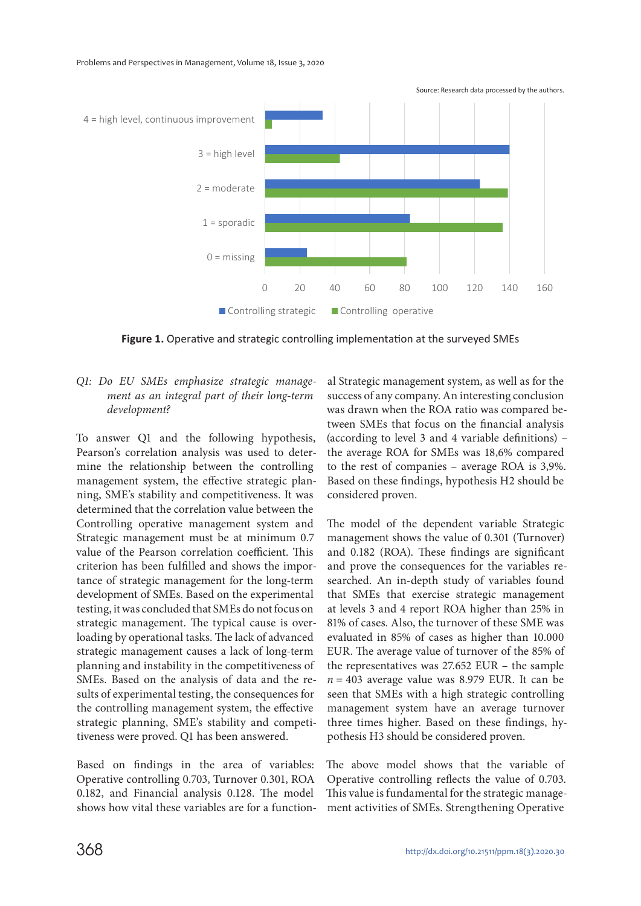Source: Research data processed by the authors.

**Figure 1.** Operative and strategic controlling implementation at the surveyed SMEs

*Q1: Do EU SMEs emphasize strategic management as an integral part of their long-term development?*

To answer Q1 and the following hypothesis, Pearson's correlation analysis was used to determine the relationship between the controlling management system, the effective strategic planning, SME's stability and competitiveness. It was determined that the correlation value between the Controlling operative management system and Strategic management must be at minimum 0.7 value of the Pearson correlation coefficient. This criterion has been fulfilled and shows the importance of strategic management for the long-term development of SMEs. Based on the experimental testing, it was concluded that SMEs do not focus on strategic management. The typical cause is overloading by operational tasks. The lack of advanced strategic management causes a lack of long-term planning and instability in the competitiveness of SMEs. Based on the analysis of data and the results of experimental testing, the consequences for the controlling management system, the effective strategic planning, SME's stability and competitiveness were proved. Q1 has been answered.

Based on findings in the area of variables: Operative controlling 0.703, Turnover 0.301, ROA 0.182, and Financial analysis 0.128. The model shows how vital these variables are for a functional Strategic management system, as well as for the success of any company. An interesting conclusion was drawn when the ROA ratio was compared between SMEs that focus on the financial analysis (according to level 3 and 4 variable definitions) – the average ROA for SMEs was 18,6% compared to the rest of companies – average ROA is 3,9%. Based on these findings, hypothesis H2 should be considered proven.

The model of the dependent variable Strategic management shows the value of 0.301 (Turnover) and 0.182 (ROA). These findings are significant and prove the consequences for the variables researched. An in-depth study of variables found that SMEs that exercise strategic management at levels 3 and 4 report ROA higher than 25% in 81% of cases. Also, the turnover of these SME was evaluated in 85% of cases as higher than 10.000 EUR. The average value of turnover of the 85% of the representatives was 27.652 EUR – the sample $n = 403$ average value was 8.979 EUR. It can be seen that SMEs with a high strategic controlling management system have an average turnover three times higher. Based on these findings, hypothesis H3 should be considered proven.

The above model shows that the variable of Operative controlling reflects the value of 0.703. This value is fundamental for the strategic management activities of SMEs. Strengthening Operative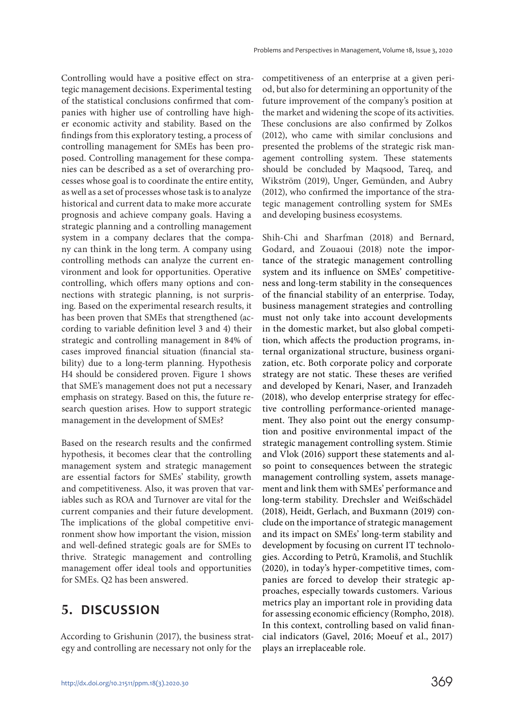Controlling would have a positive effect on strategic management decisions. Experimental testing of the statistical conclusions confirmed that companies with higher use of controlling have higher economic activity and stability. Based on the findings from this exploratory testing, a process of controlling management for SMEs has been proposed. Controlling management for these companies can be described as a set of overarching processes whose goal is to coordinate the entire entity, as well as a set of processes whose task is to analyze historical and current data to make more accurate prognosis and achieve company goals. Having a strategic planning and a controlling management system in a company declares that the company can think in the long term. A company using controlling methods can analyze the current environment and look for opportunities. Operative controlling, which offers many options and connections with strategic planning, is not surprising. Based on the experimental research results, it has been proven that SMEs that strengthened (according to variable definition level 3 and 4) their strategic and controlling management in 84% of cases improved financial situation (financial stability) due to a long-term planning. Hypothesis H4 should be considered proven. Figure 1 shows that SME's management does not put a necessary emphasis on strategy. Based on this, the future research question arises. How to support strategic management in the development of SMEs?

Based on the research results and the confirmed hypothesis, it becomes clear that the controlling management system and strategic management are essential factors for SMEs' stability, growth and competitiveness. Also, it was proven that variables such as ROA and Turnover are vital for the current companies and their future development. The implications of the global competitive environment show how important the vision, mission and well-defined strategic goals are for SMEs to thrive. Strategic management and controlling management offer ideal tools and opportunities for SMEs. Q2 has been answered.

## 5. DISCUSSION

According to Grishunin (2017), the business strategy and controlling are necessary not only for the competitiveness of an enterprise at a given period, but also for determining an opportunity of the future improvement of the company's position at the market and widening the scope of its activities. These conclusions are also confirmed by Zolkos (2012), who came with similar conclusions and presented the problems of the strategic risk management controlling system. These statements should be concluded by Maqsood, Tareq, and Wikström (2019), Unger, Gemünden, and Aubry (2012), who confirmed the importance of the strategic management controlling system for SMEs and developing business ecosystems.

Shih-Chi and Sharfman (2018) and Bernard, Godard, and Zouaoui (2018) note the importance of the strategic management controlling system and its influence on SMEs' competitiveness and long-term stability in the consequences of the financial stability of an enterprise. Today, business management strategies and controlling must not only take into account developments in the domestic market, but also global competition, which affects the production programs, internal organizational structure, business organization, etc. Both corporate policy and corporate strategy are not static. These theses are verified and developed by Kenari, Naser, and Iranzadeh (2018), who develop enterprise strategy for effective controlling performance-oriented management. They also point out the energy consumption and positive environmental impact of the strategic management controlling system. Stimie and Vlok (2016) support these statements and also point to consequences between the strategic management controlling system, assets management and link them with SMEs' performance and long-term stability. Drechsler and Weißschädel (2018), Heidt, Gerlach, and Buxmann (2019) conclude on the importance of strategic management and its impact on SMEs' long-term stability and development by focusing on current IT technologies. According to Petrů, Kramoliš, and Stuchlík (2020), in today's hyper-competitive times, companies are forced to develop their strategic approaches, especially towards customers. Various metrics play an important role in providing data for assessing economic efficiency (Rompho, 2018). In this context, controlling based on valid financial indicators (Gavel, 2016; Moeuf et al., 2017) plays an irreplaceable role.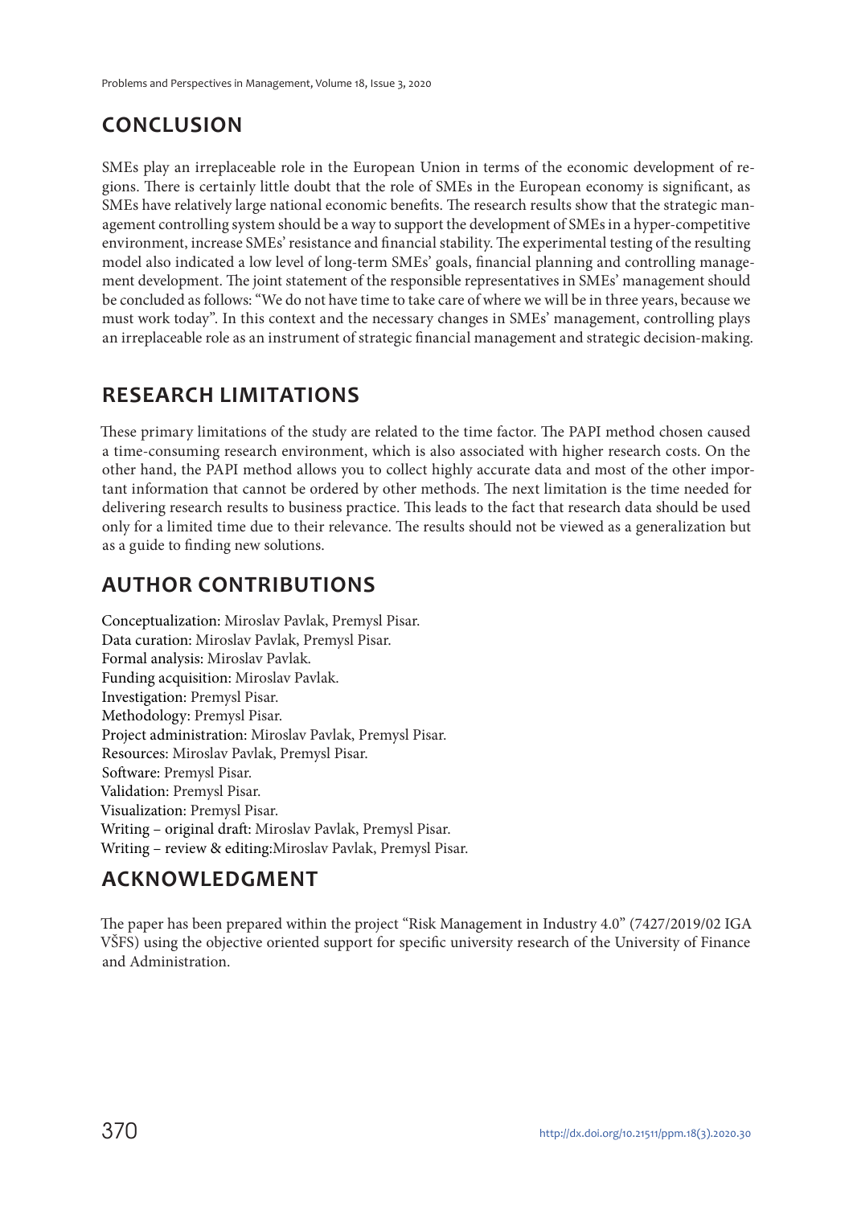## CONCLUSION

SMEs play an irreplaceable role in the European Union in terms of the economic development of regions. There is certainly little doubt that the role of SMEs in the European economy is significant, as SMEs have relatively large national economic benefits. The research results show that the strategic management controlling system should be a way to support the development of SMEs in a hyper-competitive environment, increase SMEs' resistance and financial stability. The experimental testing of the resulting model also indicated a low level of long-term SMEs' goals, financial planning and controlling management development. The joint statement of the responsible representatives in SMEs' management should be concluded as follows: "We do not have time to take care of where we will be in three years, because we must work today". In this context and the necessary changes in SMEs' management, controlling plays an irreplaceable role as an instrument of strategic financial management and strategic decision-making.

## RESEARCH LIMITATIONS

These primary limitations of the study are related to the time factor. The PAPI method chosen caused a time-consuming research environment, which is also associated with higher research costs. On the other hand, the PAPI method allows you to collect highly accurate data and most of the other important information that cannot be ordered by other methods. The next limitation is the time needed for delivering research results to business practice. This leads to the fact that research data should be used only for a limited time due to their relevance. The results should not be viewed as a generalization but as a guide to finding new solutions.

## AUTHOR CONTRIBUTIONS

Conceptualization: Miroslav Pavlak, Premysl Pisar.
Data curation: Miroslav Pavlak, Premysl Pisar.
Formal analysis: Miroslav Pavlak.
Funding acquisition: Miroslav Pavlak.
Investigation: Premysl Pisar.
Methodology: Premysl Pisar.
Project administration: Miroslav Pavlak, Premysl Pisar.
Resources: Miroslav Pavlak, Premysl Pisar.
Software: Premysl Pisar.
Validation: Premysl Pisar.
Visualization: Premysl Pisar.
Writing – original draft: Miroslav Pavlak, Premysl Pisar.
Writing – review & editing:Miroslav Pavlak, Premysl Pisar.

## ACKNOWLEDGMENT

The paper has been prepared within the project "Risk Management in Industry 4.0" (7427/2019/02 IGA VŠFS) using the objective oriented support for specific university research of the University of Finance and Administration.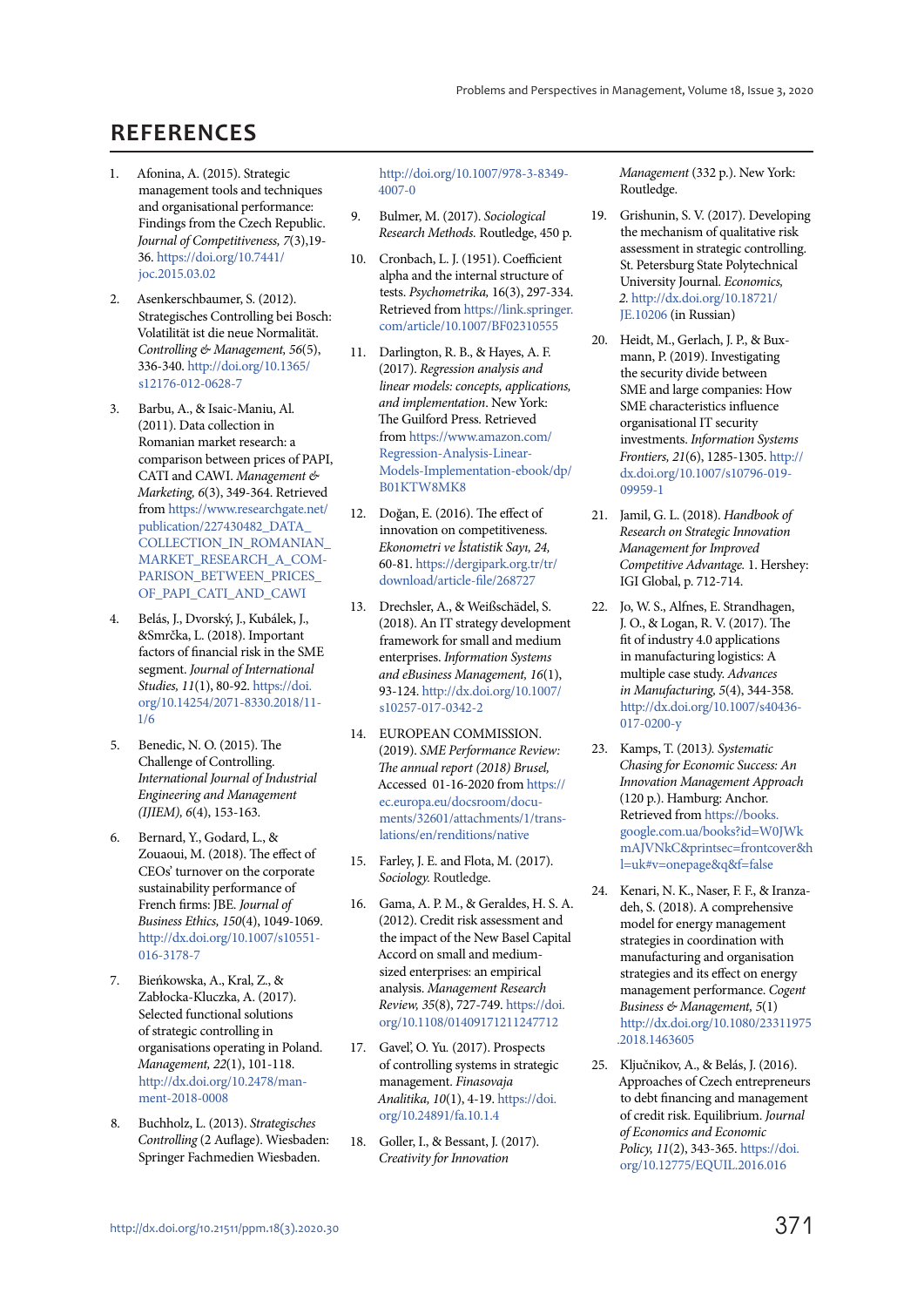## REFERENCES

1. Afonina, A. (2015). Strategic management tools and techniques and organisational performance: Findings from the Czech Republic. *Journal of Competitiveness, 7*(3),19-36. https://doi.org/10.7441/joc.2015.03.02

2. Asenkerschbaumer, S. (2012). Strategisches Controlling bei Bosch: Volatilität ist die neue Normalität. *Controlling & Management, 56*(5), 336-340. http://doi.org/10.1365/s12176-012-0628-7

3. Barbu, A., & Isaic-Maniu, Al. (2011). Data collection in Romanian market research: a comparison between prices of PAPI, CATI and CAWI. *Management & Marketing, 6*(3), 349-364. Retrieved from https://www.researchgate.net/publication/227430482_DATA_COLLECTION_IN_ROMANIAN_MARKET_RESEARCH_A_COMPARISON_BETWEEN_PRICES_OF_PAPI_CATI_AND_CAWI

4. Belás, J., Dvorský, J., Kubálek, J., &Smrčka, L. (2018). Important factors of financial risk in the SME segment. *Journal of International Studies, 11*(1), 80-92. https://doi.org/10.14254/2071-8330.2018/11-1/6

5. Benedic, N. O. (2015). The Challenge of Controlling. *International Journal of Industrial Engineering and Management (IJIEM), 6*(4), 153-163.

6. Bernard, Y., Godard, L., & Zouaoui, M. (2018). The effect of CEOs' turnover on the corporate sustainability performance of French firms: JBE. *Journal of Business Ethics, 150*(4), 1049-1069. http://dx.doi.org/10.1007/s10551-016-3178-7

7. Bieńkowska, A., Kral, Z., & Zabłocka-Kluczka, A. (2017). Selected functional solutions of strategic controlling in organisations operating in Poland. *Management, 22*(1), 101-118. http://dx.doi.org/10.2478/manment-2018-0008

8. Buchholz, L. (2013). *Strategisches Controlling* (2 Auflage). Wiesbaden: Springer Fachmedien Wiesbaden. http://doi.org/10.1007/978-3-8349-4007-0

9. Bulmer, M. (2017). *Sociological Research Methods.* Routledge, 450 p.

10. Cronbach, L. J. (1951). Coefficient alpha and the internal structure of tests. *Psychometrika,* 16(3), 297-334. Retrieved from https://link.springer.com/article/10.1007/BF02310555

11. Darlington, R. B., & Hayes, A. F. (2017). *Regression analysis and linear models: concepts, applications, and implementation*. New York: The Guilford Press. Retrieved from https://www.amazon.com/Regression-Analysis-Linear-Models-Implementation-ebook/dp/B01KTW8MK8

12. Doğan, E. (2016). The effect of innovation on competitiveness. *Ekonometri ve İstatistik Sayı, 24,* 60-81. https://dergipark.org.tr/tr/download/article-file/268727

13. Drechsler, A., & Weißschädel, S. (2018). An IT strategy development framework for small and medium enterprises. *Information Systems and eBusiness Management, 16*(1), 93-124. http://dx.doi.org/10.1007/s10257-017-0342-2

14. EUROPEAN COMMISSION. (2019). *SME Performance Review: The annual report (2018) Brusel,* Accessed 01-16-2020 from https://ec.europa.eu/docsroom/documents/32601/attachments/1/translations/en/renditions/native

15. Farley, J. E. and Flota, M. (2017). *Sociology.* Routledge.

16. Gama, A. P. M., & Geraldes, H. S. A. (2012). Credit risk assessment and the impact of the New Basel Capital Accord on small and medium-sized enterprises: an empirical analysis. *Management Research Review, 35*(8), 727-749. https://doi.org/10.1108/01409171211247712

17. Gavel', O. Yu. (2017). Prospects of controlling systems in strategic management. *Finasovaja Analitika, 10*(1), 4-19. https://doi.org/10.24891/fa.10.1.4

18. Goller, I., & Bessant, J. (2017). *Creativity for Innovation Management* (332 p.). New York: Routledge.

19. Grishunin, S. V. (2017). Developing the mechanism of qualitative risk assessment in strategic controlling. St. Petersburg State Polytechnical University Journal. *Economics, 2.* http://dx.doi.org/10.18721/JE.10206 (in Russian)

20. Heidt, M., Gerlach, J. P., & Buxmann, P. (2019). Investigating the security divide between SME and large companies: How SME characteristics influence organisational IT security investments. *Information Systems Frontiers, 21*(6), 1285-1305. http://dx.doi.org/10.1007/s10796-019-09959-1

21. Jamil, G. L. (2018). *Handbook of Research on Strategic Innovation Management for Improved Competitive Advantage.* 1. Hershey: IGI Global, p. 712-714.

22. Jo, W. S., Alfnes, E. Strandhagen, J. O., & Logan, R. V. (2017). The fit of industry 4.0 applications in manufacturing logistics: A multiple case study. *Advances in Manufacturing, 5*(4), 344-358. http://dx.doi.org/10.1007/s40436-017-0200-y

23. Kamps, T. (2013). *Systematic Chasing for Economic Success: An Innovation Management Approach* (120 p.). Hamburg: Anchor. Retrieved from https://books.google.com.ua/books?id=W0JWkmAJVNkC&printsec=frontcover&hl=uk#v=onepage&q&f=false

24. Kenari, N. K., Naser, F. F., & Iranzadeh, S. (2018). A comprehensive model for energy management strategies in coordination with manufacturing and organisation strategies and its effect on energy management performance. *Cogent Business & Management, 5*(1) http://dx.doi.org/10.1080/23311975.2018.1463605

25. Ključnikov, A., & Belás, J. (2016). Approaches of Czech entrepreneurs to debt financing and management of credit risk. Equilibrium. *Journal of Economics and Economic Policy, 11*(2), 343-365. https://doi.org/10.12775/EQUIL.2016.016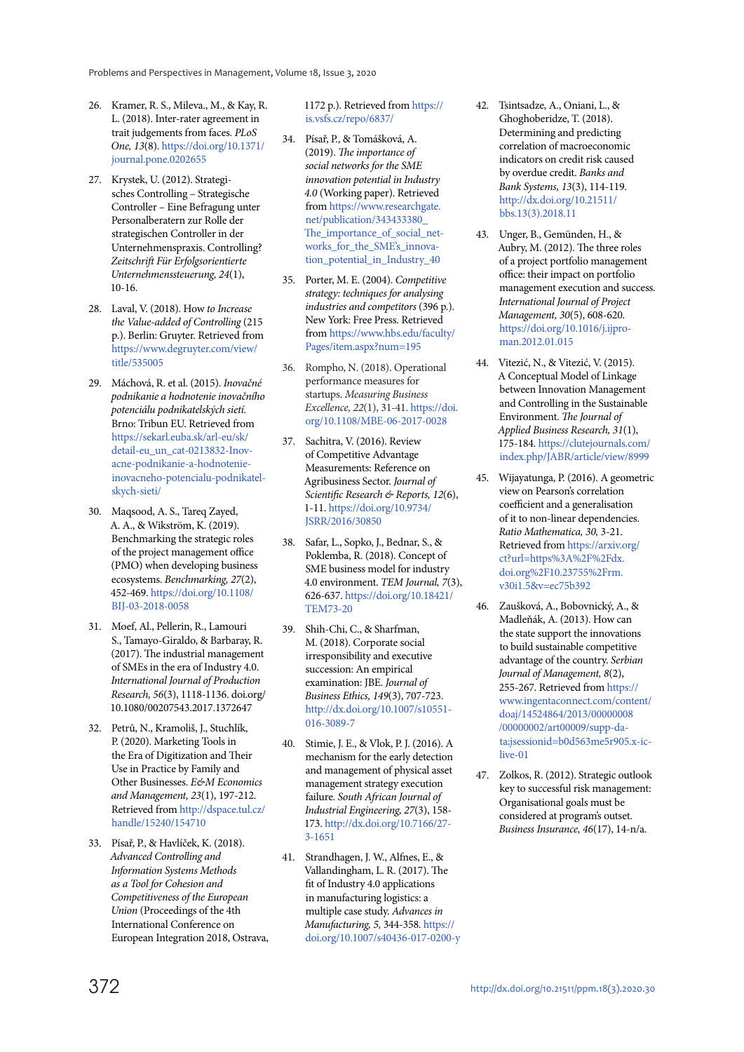26. Kramer, R. S., Mileva., M., & Kay, R. L. (2018). Inter-rater agreement in trait judgements from faces. *PLoS One, 13*(8). https://doi.org/10.1371/journal.pone.0202655

27. Krystek, U. (2012). Strategisches Controlling – Strategische Controller – Eine Befragung unter Personalberatern zur Rolle der strategischen Controller in der Unternehmenspraxis. Controlling? *Zeitschrift Für Erfolgsorientierte Unternehmenssteuerung, 24*(1), 10-16.

28. Laval, V. (2018). How *to Increase the Value-added of Controlling* (215 p.). Berlin: Gruyter. Retrieved from https://www.degruyter.com/view/title/535005

29. Máchová, R. et al. (2015). *Inovačné podnikanie a hodnotenie inovačního potenciálu podnikatelských sietí.* Brno: Tribun EU. Retrieved from https://sekarl.euba.sk/arl-eu/sk/detail-eu_un_cat-0213832-Inovacne-podnikanie-a-hodnotenie-inovacneho-potencialu-podnikatelskych-sieti/

30. Maqsood, A. S., Tareq Zayed, A. A., & Wikström, K. (2019). Benchmarking the strategic roles of the project management office (PMO) when developing business ecosystems. *Benchmarking, 27*(2), 452-469. https://doi.org/10.1108/BIJ-03-2018-0058

31. Moef, Al., Pellerin, R., Lamouri S., Tamayo-Giraldo, & Barbaray, R. (2017). The industrial management of SMEs in the era of Industry 4.0. *International Journal of Production Research, 56*(3), 1118-1136. doi.org/10.1080/00207543.2017.1372647

32. Petrů, N., Kramoliš, J., Stuchlík, P. (2020). Marketing Tools in the Era of Digitization and Their Use in Practice by Family and Other Businesses. *E&M Economics and Management, 23*(1), 197-212. Retrieved from http://dspace.tul.cz/handle/15240/154710

33. Písař, P., & Havlíček, K. (2018). *Advanced Controlling and Information Systems Methods as a Tool for Cohesion and Competitiveness of the European Union* (Proceedings of the 4th International Conference on European Integration 2018, Ostrava, 1172 p.). Retrieved from https://is.vsfs.cz/repo/6837/

34. Písař, P., & Tomášková, A. (2019). *The importance of social networks for the SME innovation potential in Industry 4.0* (Working paper). Retrieved from https://www.researchgate.net/publication/343433380_The_importance_of_social_networks_for_the_SME's_innovation_potential_in_Industry_40

35. Porter, M. E. (2004). *Competitive strategy: techniques for analysing industries and competitors* (396 p.). New York: Free Press. Retrieved from https://www.hbs.edu/faculty/Pages/item.aspx?num=195

36. Rompho, N. (2018). Operational performance measures for startups. *Measuring Business Excellence, 22*(1), 31-41. https://doi.org/10.1108/MBE-06-2017-0028

37. Sachitra, V. (2016). Review of Competitive Advantage Measurements: Reference on Agribusiness Sector. *Journal of Scientific Research & Reports, 12*(6), 1-11. https://doi.org/10.9734/JSRR/2016/30850

38. Safar, L., Sopko, J., Bednar, S., & Poklemba, R. (2018). Concept of SME business model for industry 4.0 environment. *TEM Journal, 7*(3), 626-637. https://doi.org/10.18421/TEM73-20

39. Shih-Chi, C., & Sharfman, M. (2018). Corporate social irresponsibility and executive succession: An empirical examination: JBE. *Journal of Business Ethics, 149*(3), 707-723. http://dx.doi.org/10.1007/s10551-016-3089-7

40. Stimie, J. E., & Vlok, P. J. (2016). A mechanism for the early detection and management of physical asset management strategy execution failure. *South African Journal of Industrial Engineering, 27*(3), 158-173. http://dx.doi.org/10.7166/27-3-1651

41. Strandhagen, J. W., Alfnes, E., & Vallandingham, L. R. (2017). The fit of Industry 4.0 applications in manufacturing logistics: a multiple case study. *Advances in Manufacturing, 5,* 344-358. https://doi.org/10.1007/s40436-017-0200-y

42. Tsintsadze, A., Oniani, L., & Ghoghoberidze, T. (2018). Determining and predicting correlation of macroeconomic indicators on credit risk caused by overdue credit. *Banks and Bank Systems, 13*(3), 114-119. http://dx.doi.org/10.21511/bbs.13(3).2018.11

43. Unger, B., Gemünden, H., & Aubry, M. (2012). The three roles of a project portfolio management office: their impact on portfolio management execution and success. *International Journal of Project Management, 30*(5), 608-620. https://doi.org/10.1016/j.ijproman.2012.01.015

44. Vitezić, N., & Vitezić, V. (2015). A Conceptual Model of Linkage between Innovation Management and Controlling in the Sustainable Environment. *The Journal of Applied Business Research, 31*(1), 175-184. https://clutejournals.com/index.php/JABR/article/view/8999

45. Wijayatunga, P. (2016). A geometric view on Pearson's correlation coefficient and a generalisation of it to non-linear dependencies. *Ratio Mathematica, 30,* 3-21. Retrieved from https://arxiv.org/ct?url=https%3A%2F%2Fdx.doi.org%2F10.23755%2Frm.v30i1.5&v=ec75b392

46. Zaušková, A., Bobovnický, A., & Madleňák, A. (2013). How can the state support the innovations to build sustainable competitive advantage of the country. *Serbian Journal of Management, 8*(2), 255-267. Retrieved from https://www.ingentaconnect.com/content/doaj/14524864/2013/00000008/00000002/art00009/supp-data;jsessionid=b0d563me5r905.x-ic-live-01

47. Zolkos, R. (2012). Strategic outlook key to successful risk management: Organisational goals must be considered at program's outset. *Business Insurance, 46*(17), 14-n/a.